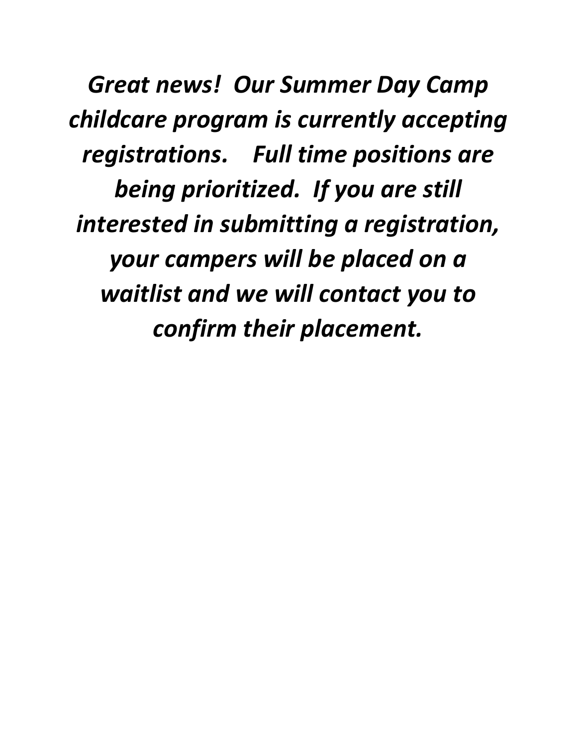*Great news! Our Summer Day Camp childcare program is currently accepting registrations. Full time positions are being prioritized. If you are still interested in submitting a registration, your campers will be placed on a waitlist and we will contact you to confirm their placement.*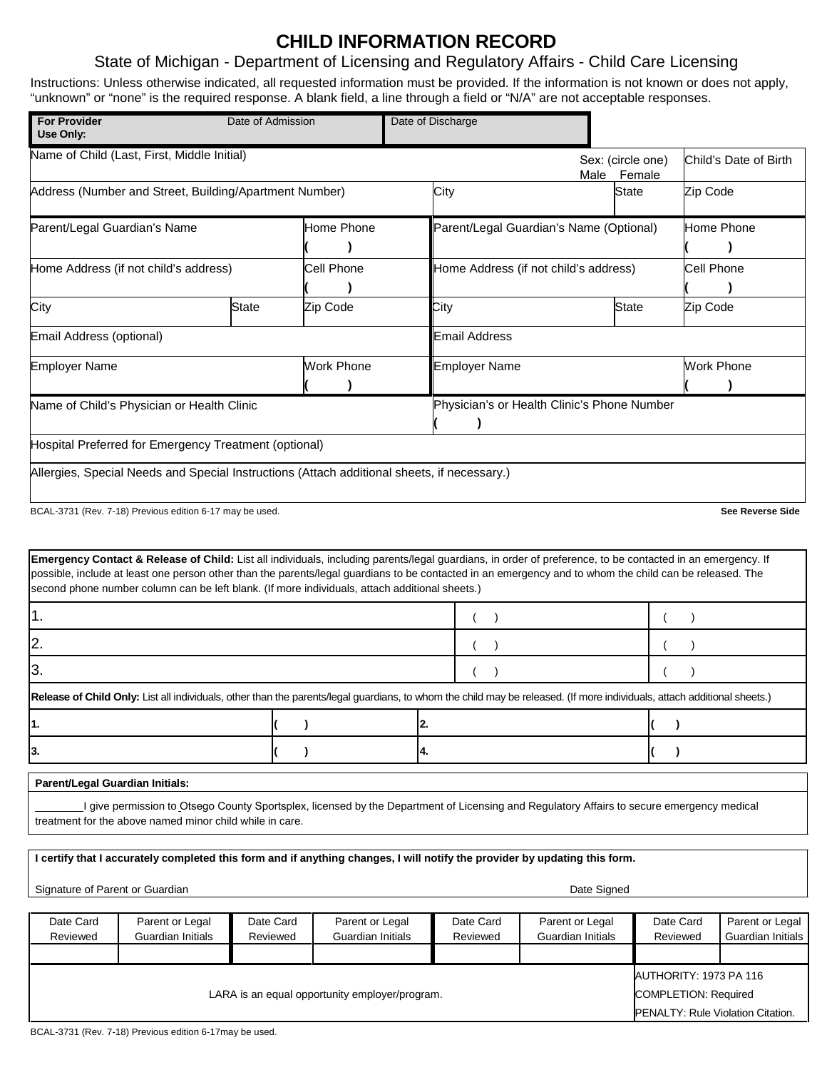# CHILD INFORMATION RECORD

## State of Michigan - Department of Licensing and Regulatory Affairs - Child Care Licensing

Instructions: Unless otherwise indicated, all requested information must be provided. If the information is not known or does not apply, "unknown" or "none" is the required response. A blank field, a line through a field or "N/A" are not acceptable responses.

| **For Provider Use Only:** | Date of Admission | Date of Discharge |
|---|---|---|

| Name of Child (Last, First, Middle Initial) | Sex: (circle one) Male Female | Child's Date of Birth |
|---|---|---|

| Address (Number and Street, Building/Apartment Number) | City | State | Zip Code |
|---|---|---|---|

| Parent/Legal Guardian's Name | | Home Phone ( ) | Parent/Legal Guardian's Name (Optional) | | Home Phone ( ) |
|---|---|---|---|---|---|
| Home Address (if not child's address) | | Cell Phone ( ) | Home Address (if not child's address) | | Cell Phone ( ) |
| City | State | Zip Code | City | State | Zip Code |
| Email Address (optional) | | | Email Address | | |
| Employer Name | | Work Phone ( ) | Employer Name | | Work Phone ( ) |

| Name of Child's Physician or Health Clinic | Physician's or Health Clinic's Phone Number ( ) |
|---|---|

Hospital Preferred for Emergency Treatment (optional)

Allergies, Special Needs and Special Instructions (Attach additional sheets, if necessary.)

BCAL-3731 (Rev. 7-18) Previous edition 6-17 may be used. **See Reverse Side**

**Emergency Contact & Release of Child:** List all individuals, including parents/legal guardians, in order of preference, to be contacted in an emergency. If possible, include at least one person other than the parents/legal guardians to be contacted in an emergency and to whom the child can be released. The second phone number column can be left blank. (If more individuals, attach additional sheets.)

| | | |
|---|---|---|
| 1. | ( ) | ( ) |
| 2. | ( ) | ( ) |
| 3. | ( ) | ( ) |

**Release of Child Only:** List all individuals, other than the parents/legal guardians, to whom the child may be released. (If more individuals, attach additional sheets.)

| | | | |
|---|---|---|---|
| **1.** | **( )** | **2.** | **( )** |
| **3.** | **( )** | **4.** | **( )** |

**Parent/Legal Guardian Initials:**

________I give permission to Otsego County Sportsplex, licensed by the Department of Licensing and Regulatory Affairs to secure emergency medical treatment for the above named minor child while in care.

**I certify that I accurately completed this form and if anything changes, I will notify the provider by updating this form.**

Signature of Parent or Guardian Date Signed

| Date Card Reviewed | Parent or Legal Guardian Initials | Date Card Reviewed | Parent or Legal Guardian Initials | Date Card Reviewed | Parent or Legal Guardian Initials | Date Card Reviewed | Parent or Legal Guardian Initials |
|---|---|---|---|---|---|---|---|
| | | | | | | | |

LARA is an equal opportunity employer/program.

AUTHORITY: 1973 PA 116
COMPLETION: Required
PENALTY: Rule Violation Citation.

BCAL-3731 (Rev. 7-18) Previous edition 6-17may be used.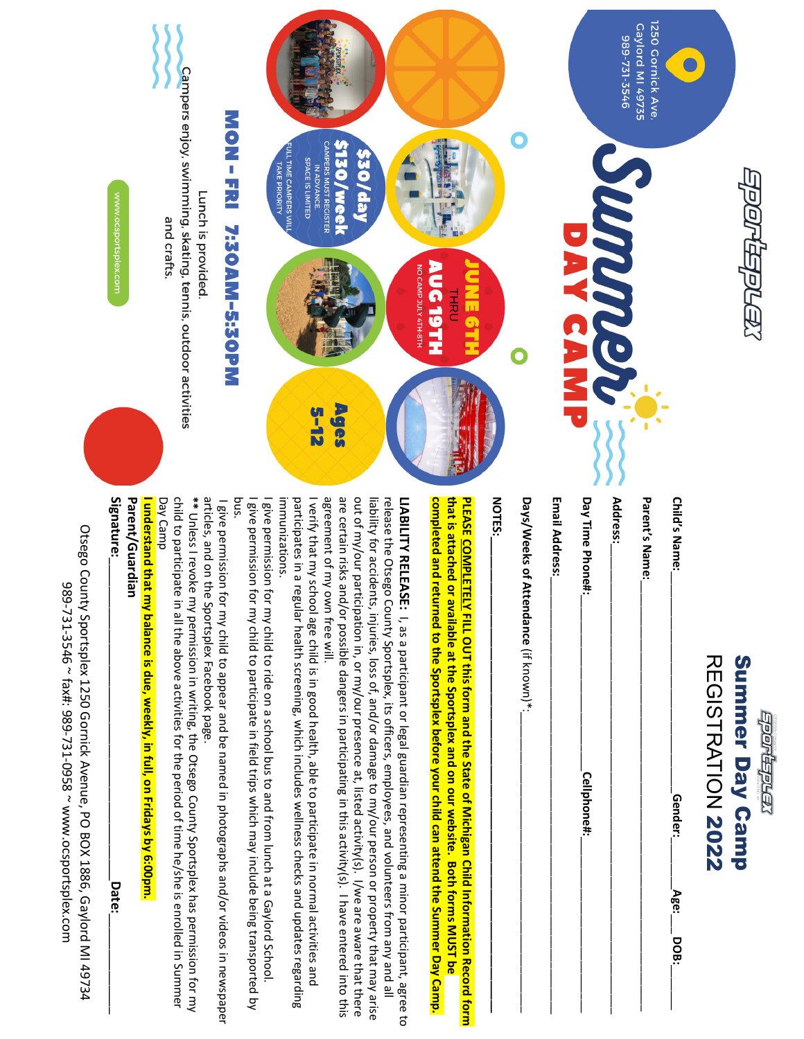1250 Gornick Ave.
Gaylord MI 49735
989-731-3546

Sportsplex

# Summer DAY CAMP

JUNE 6TH THRU AUG 19TH

NO CAMP JULY 4TH-8TH

$30/day
$130/week

CAMPERS MUST REGISTER IN ADVANCE.
SPACE IS LIMITED
FULL TIME CAMPERS WILL TAKE PRIORITY

Ages 5-12

**MON - FRI 7:30AM-5:30PM**

Lunch is provided.

Campers enjoy, swimming, skating, tennis, outdoor activities and crafts.

www.ocsportsplex.com

Sportsplex

# Summer Day Camp
## REGISTRATION 2022

**Child's Name:**_______________ **Gender:**_____ **Age:**___ **DOB:**_____

**Parent's Name:**_______________________________________________

**Address:**_____________________________________________________

**Day Time Phone#:**_______________ **Cellphone#:**_______________

**Email Address:**________________________________________________

**Days/Weeks of Attendance** (if known)*:_________________________

**NOTES:**_______________________________________________________

**PLEASE COMPLETELY FILL OUT this form and the State of Michigan Child Information Record form that is attached or available at the Sportsplex and on our website. Both forms MUST be completed and returned to the Sportsplex before your child can attend the Summer Day Camp.**

**LIABILITY RELEASE:** I, as a participant or legal guardian representing a minor participant, agree to release the Otsego County Sportsplex, its officers, employees, and volunteers from any and all liability for accidents, injuries, loss of, and/or damage to my/our person or property that may arise out of my/our participation in, or my/our presence at, listed activity(s). I/we are aware that there are certain risks and/or possible dangers in participating in this activity(s). I have entered into this agreement of my own free will.

I verify that my school age child is in good health, able to participate in normal activities and participates in a regular health screening, which includes wellness checks and updates regarding immunizations.

I give permission for my child to ride on a school bus to and from lunch at a Gaylord School.

I give permission for my child to participate in field trips which may include being transported by bus.

I give permission for my child to appear and be named in photographs and/or videos in newspaper articles, and on the Sportsplex Facebook page.

** Unless I revoke my permission in writing, the Otsego County Sportsplex has permission for my child to participate in all the above activities for the period of time he/she is enrolled in Summer Day Camp

**I understand that my balance is due, weekly, in full, on Fridays by 6:00pm.**

**Parent/Guardian Signature:**_______________________ **Date:**___________

Otsego County Sportsplex 1250 Gornick Avenue, PO BOX 1886, Gaylord MI 49734
989-731-3546 ~ fax#: 989-731-0958 ~ www.ocsportsplex.com